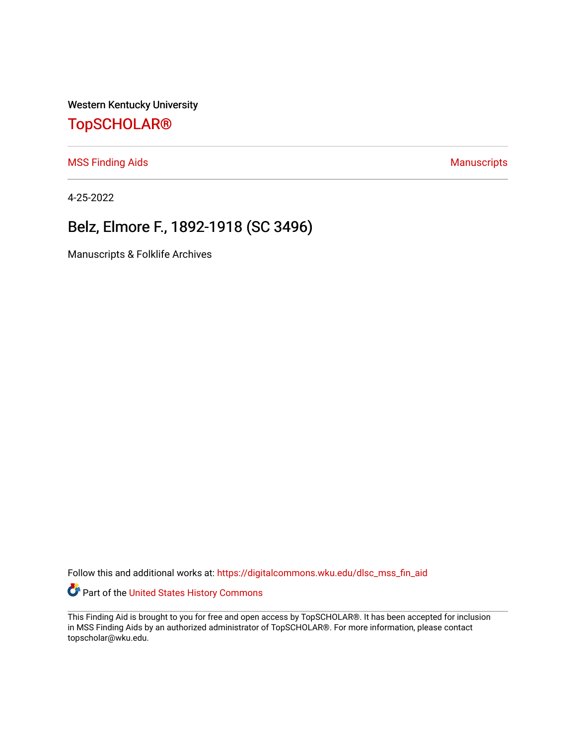Western Kentucky University

# TopSCHOLAR®

MSS Finding Aids

Manuscripts

4-25-2022

## Belz, Elmore F., 1892-1918 (SC 3496)

Manuscripts & Folklife Archives

Follow this and additional works at: https://digitalcommons.wku.edu/dlsc_mss_fin_aid

Part of the United States History Commons

This Finding Aid is brought to you for free and open access by TopSCHOLAR®. It has been accepted for inclusion in MSS Finding Aids by an authorized administrator of TopSCHOLAR®. For more information, please contact topscholar@wku.edu.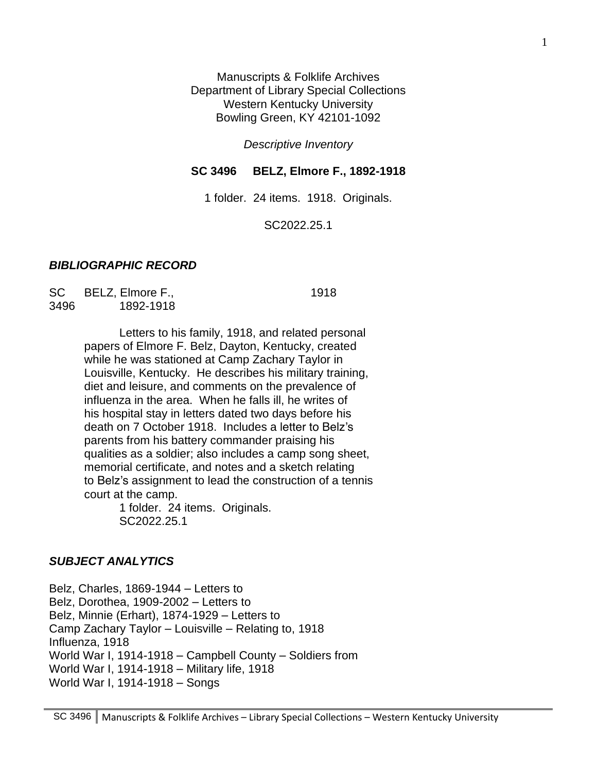Manuscripts & Folklife Archives
Department of Library Special Collections
Western Kentucky University
Bowling Green, KY 42101-1092

*Descriptive Inventory*

**SC 3496 BELZ, Elmore F., 1892-1918**

1 folder. 24 items. 1918. Originals.

SC2022.25.1

## *BIBLIOGRAPHIC RECORD*

SC 3496 BELZ, Elmore F., 1892-1918 1918

Letters to his family, 1918, and related personal papers of Elmore F. Belz, Dayton, Kentucky, created while he was stationed at Camp Zachary Taylor in Louisville, Kentucky. He describes his military training, diet and leisure, and comments on the prevalence of influenza in the area. When he falls ill, he writes of his hospital stay in letters dated two days before his death on 7 October 1918. Includes a letter to Belz's parents from his battery commander praising his qualities as a soldier; also includes a camp song sheet, memorial certificate, and notes and a sketch relating to Belz's assignment to lead the construction of a tennis court at the camp.

1 folder. 24 items. Originals.
SC2022.25.1

## *SUBJECT ANALYTICS*

Belz, Charles, 1869-1944 – Letters to
Belz, Dorothea, 1909-2002 – Letters to
Belz, Minnie (Erhart), 1874-1929 – Letters to
Camp Zachary Taylor – Louisville – Relating to, 1918
Influenza, 1918
World War I, 1914-1918 – Campbell County – Soldiers from
World War I, 1914-1918 – Military life, 1918
World War I, 1914-1918 – Songs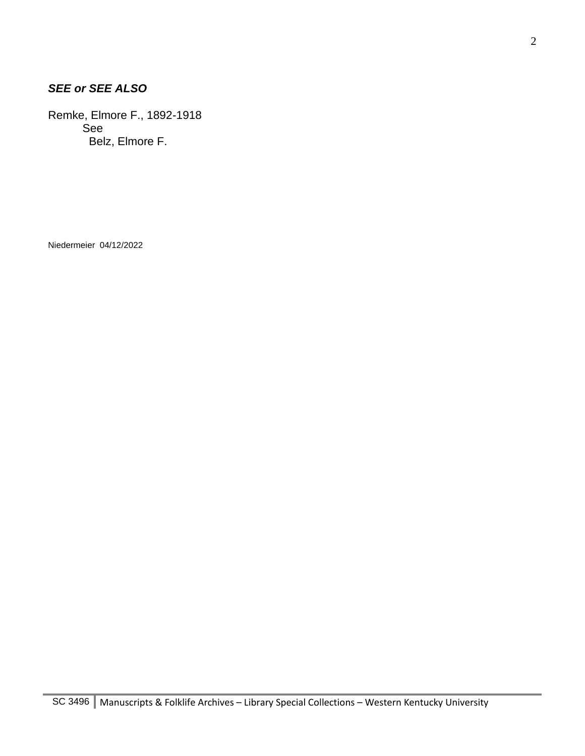***SEE or SEE ALSO***

Remke, Elmore F., 1892-1918
    See
      Belz, Elmore F.

Niedermeier 04/12/2022